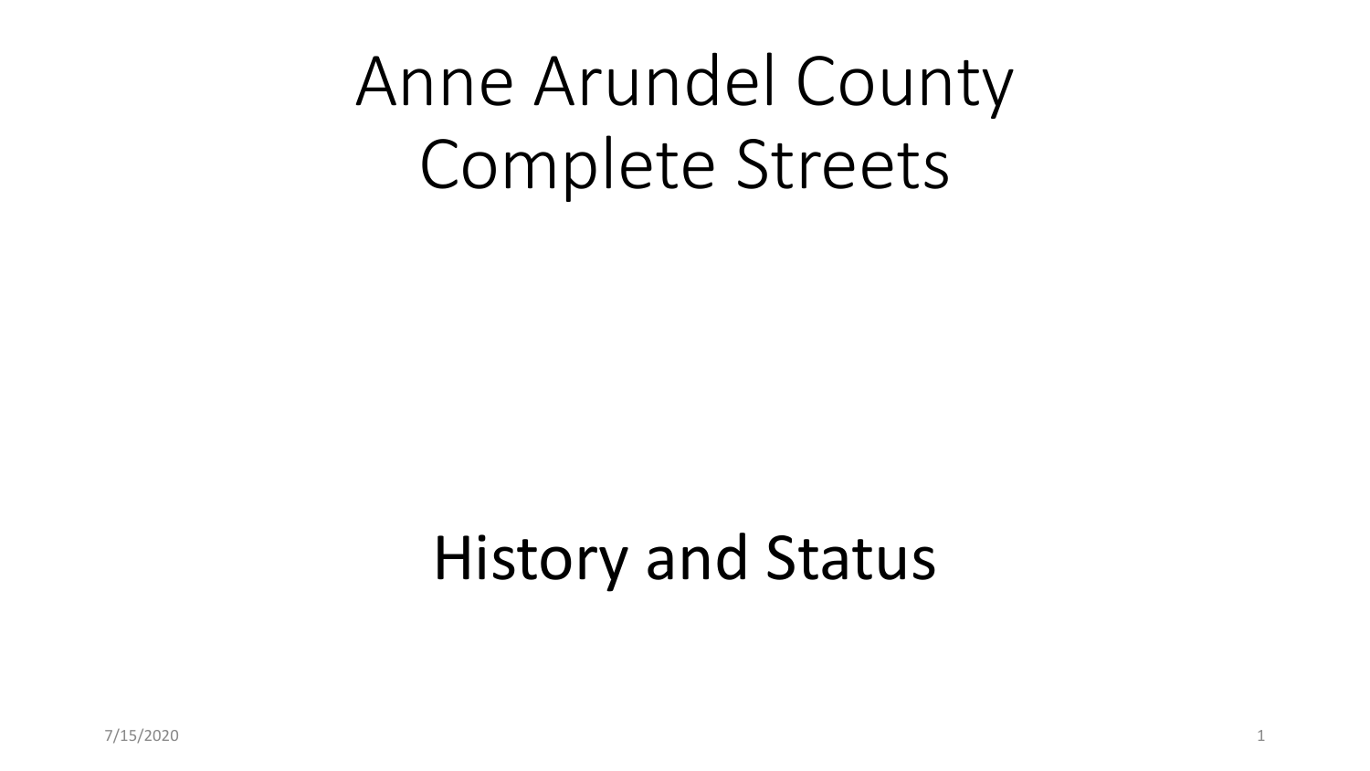# Anne Arundel County Complete Streets

## History and Status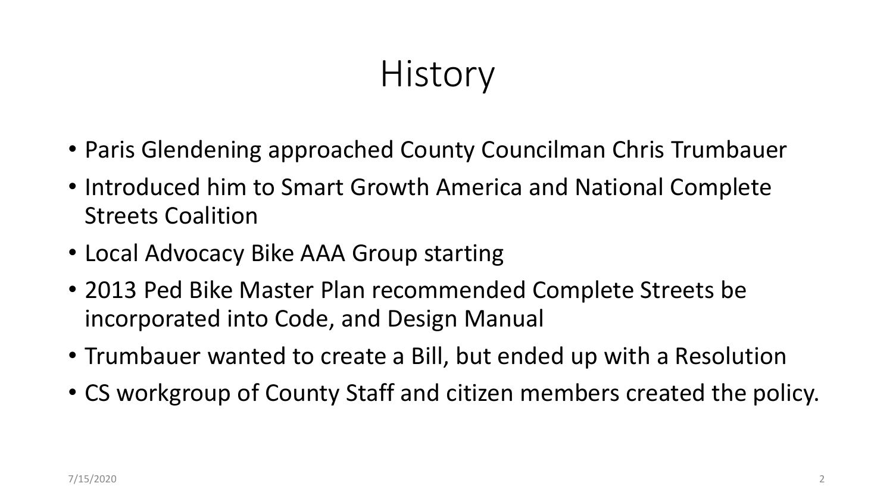# History

- Paris Glendening approached County Councilman Chris Trumbauer
- Introduced him to Smart Growth America and National Complete Streets Coalition
- Local Advocacy Bike AAA Group starting
- 2013 Ped Bike Master Plan recommended Complete Streets be incorporated into Code, and Design Manual
- Trumbauer wanted to create a Bill, but ended up with a Resolution
- CS workgroup of County Staff and citizen members created the policy.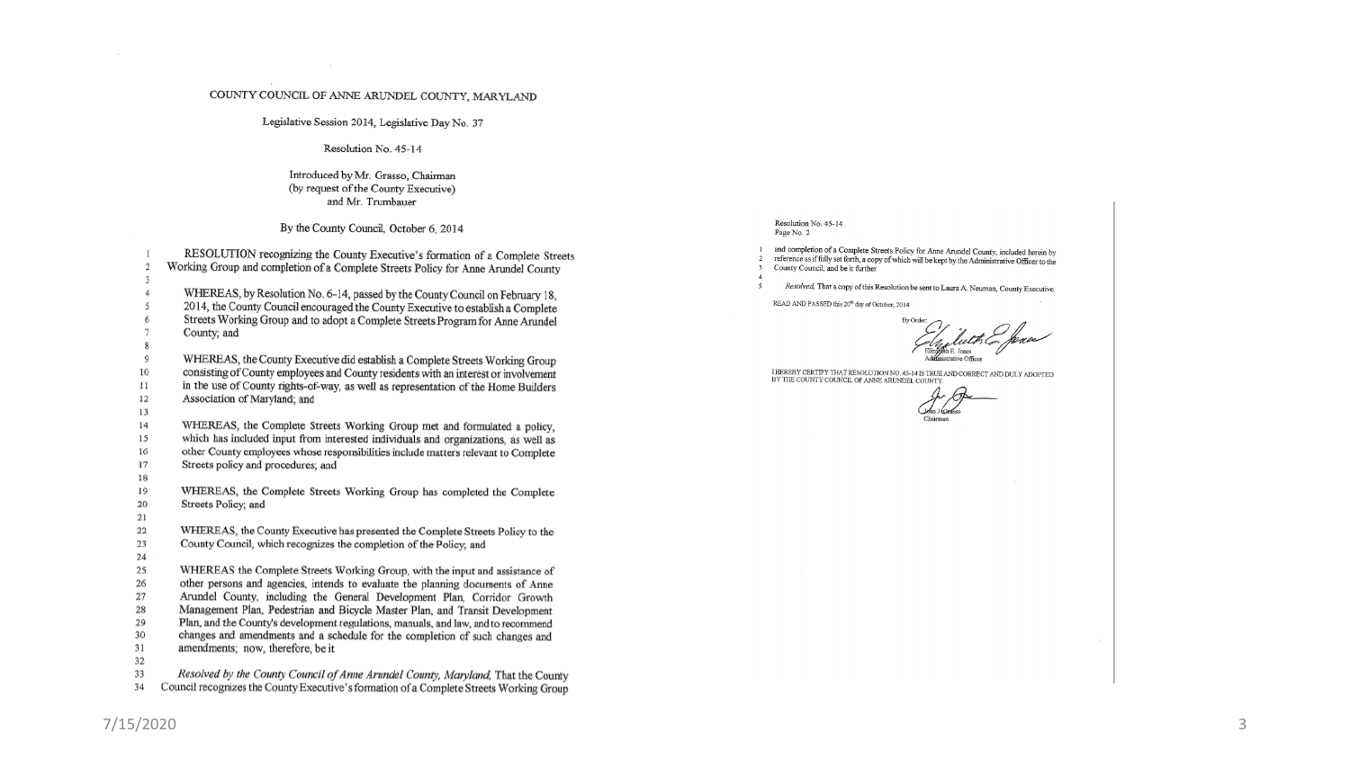COUNTY COUNCIL OF ANNE ARUNDEL COUNTY, MARYLAND

Legislative Session 2014, Legislative Day No. 37

Resolution No. 45-14

Introduced by Mr. Grasso, Chairman
(by request of the County Executive)
and Mr. Trumbauer

By the County Council, October 6, 2014

RESOLUTION recognizing the County Executive's formation of a Complete Streets Working Group and completion of a Complete Streets Policy for Anne Arundel County

WHEREAS, by Resolution No. 6-14, passed by the County Council on February 18, 2014, the County Council encouraged the County Executive to establish a Complete Streets Working Group and to adopt a Complete Streets Program for Anne Arundel County; and

WHEREAS, the County Executive did establish a Complete Streets Working Group consisting of County employees and County residents with an interest or involvement in the use of County rights-of-way, as well as representation of the Home Builders Association of Maryland; and

WHEREAS, the Complete Streets Working Group met and formulated a policy, which has included input from interested individuals and organizations, as well as other County employees whose responsibilities include matters relevant to Complete Streets policy and procedures; and

WHEREAS, the Complete Streets Working Group has completed the Complete Streets Policy; and

WHEREAS, the County Executive has presented the Complete Streets Policy to the County Council, which recognizes the completion of the Policy; and

WHEREAS the Complete Streets Working Group, with the input and assistance of other persons and agencies, intends to evaluate the planning documents of Anne Arundel County, including the General Development Plan, Corridor Growth Management Plan, Pedestrian and Bicycle Master Plan, and Transit Development Plan, and the County's development regulations, manuals, and law, and to recommend changes and amendments and a schedule for the completion of such changes and amendments; now, therefore, be it

*Resolved by the County Council of Anne Arundel County, Maryland,* That the County Council recognizes the County Executive's formation of a Complete Streets Working Group

Resolution No. 45-14
Page No. 2

and completion of a Complete Streets Policy for Anne Arundel County, included herein by reference as if fully set forth, a copy of which will be kept by the Administrative Officer to the County Council; and be it further

*Resolved,* That a copy of this Resolution be sent to Laura A. Neuman, County Executive.

READ AND PASSED this 20th day of October, 2014

By Order:

Elizabeth E. Jones
Administrative Officer

I HEREBY CERTIFY THAT RESOLUTION NO. 45-14 IS TRUE AND CORRECT AND DULY ADOPTED BY THE COUNTY COUNCIL OF ANNE ARUNDEL COUNTY.

John J. Grasso
Chairman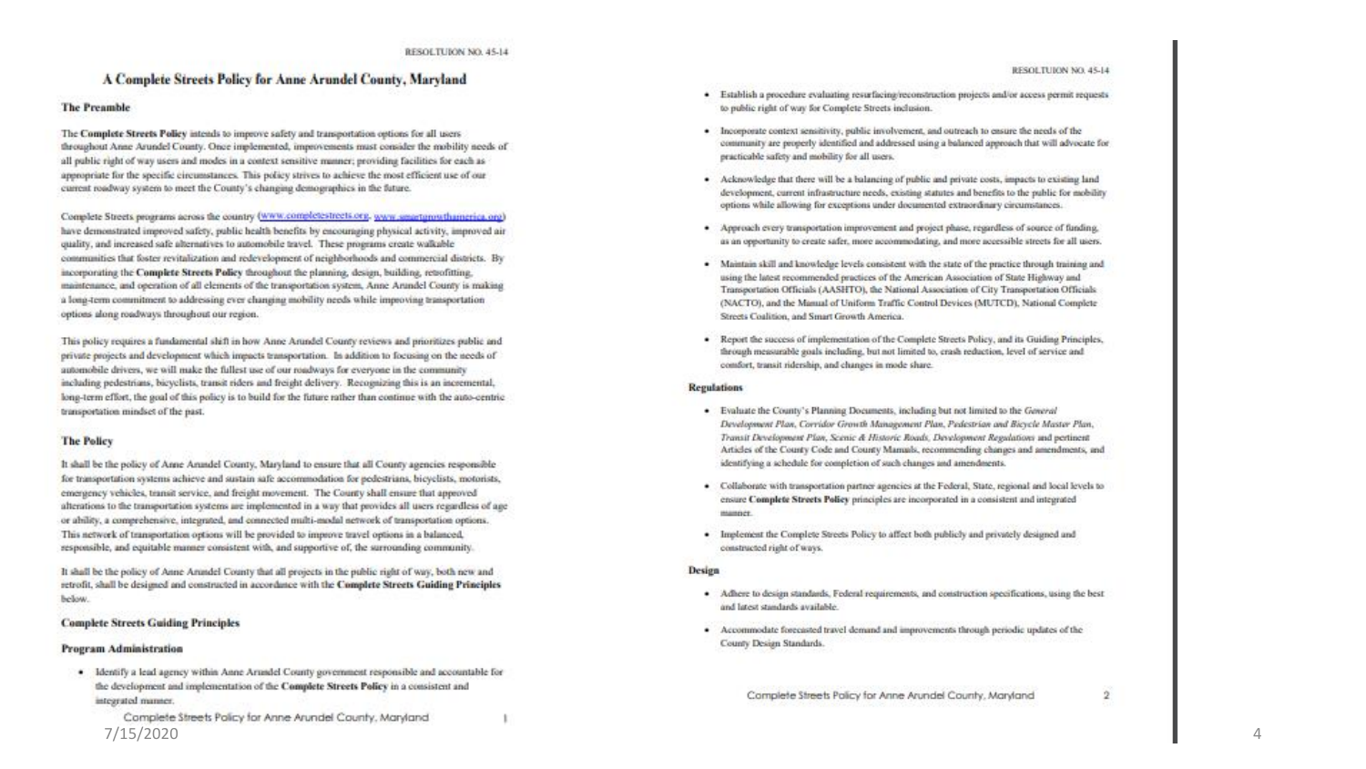RESOLTUION NO. 45-14

# A Complete Streets Policy for Anne Arundel County, Maryland

## The Preamble

The **Complete Streets Policy** intends to improve safety and transportation options for all users throughout Anne Arundel County. Once implemented, improvements must consider the mobility needs of all public right of way users and modes in a context sensitive manner; providing facilities for each as appropriate for the specific circumstances. This policy strives to achieve the most efficient use of our current roadway system to meet the County's changing demographics in the future.

Complete Streets programs across the country (www.completestreets.org, www.smartgrowthamerica.org) have demonstrated improved safety, public health benefits by encouraging physical activity, improved air quality, and increased safe alternatives to automobile travel. These programs create walkable communities that foster revitalization and redevelopment of neighborhoods and commercial districts. By incorporating the **Complete Streets Policy** throughout the planning, design, building, retrofitting, maintenance, and operation of all elements of the transportation system, Anne Arundel County is making a long-term commitment to addressing ever changing mobility needs while improving transportation options along roadways throughout our region.

This policy requires a fundamental shift in how Anne Arundel County reviews and prioritizes public and private projects and development which impacts transportation. In addition to focusing on the needs of automobile drivers, we will make the fullest use of our roadways for everyone in the community including pedestrians, bicyclists, transit riders and freight delivery. Recognizing this is an incremental, long-term effort, the goal of this policy is to build for the future rather than continue with the auto-centric transportation mindset of the past.

## The Policy

It shall be the policy of Anne Arundel County, Maryland to ensure that all County agencies responsible for transportation systems achieve and sustain safe accommodation for pedestrians, bicyclists, motorists, emergency vehicles, transit service, and freight movement. The County shall ensure that approved alterations to the transportation systems are implemented in a way that provides all users regardless of age or ability, a comprehensive, integrated, and connected multi-modal network of transportation options. This network of transportation options will be provided to improve travel options in a balanced, responsible, and equitable manner consistent with, and supportive of, the surrounding community.

It shall be the policy of Anne Arundel County that all projects in the public right of way, both new and retrofit, shall be designed and constructed in accordance with the **Complete Streets Guiding Principles** below.

## Complete Streets Guiding Principles

### Program Administration

- Identify a lead agency within Anne Arundel County government responsible and accountable for the development and implementation of the **Complete Streets Policy** in a consistent and integrated manner.
- Establish a procedure evaluating resurfacing/reconstruction projects and/or access permit requests to public right of way for Complete Streets inclusion.
- Incorporate context sensitivity, public involvement, and outreach to ensure the needs of the community are properly identified and addressed using a balanced approach that will advocate for practicable safety and mobility for all users.
- Acknowledge that there will be a balancing of public and private costs, impacts to existing land development, current infrastructure needs, existing statutes and benefits to the public for mobility options while allowing for exceptions under documented extraordinary circumstances.
- Approach every transportation improvement and project phase, regardless of source of funding, as an opportunity to create safer, more accommodating, and more accessible streets for all users.
- Maintain skill and knowledge levels consistent with the state of the practice through training and using the latest recommended practices of the American Association of State Highway and Transportation Officials (AASHTO), the National Association of City Transportation Officials (NACTO), and the Manual of Uniform Traffic Control Devices (MUTCD), National Complete Streets Coalition, and Smart Growth America.
- Report the success of implementation of the Complete Streets Policy, and its Guiding Principles, through measurable goals including, but not limited to, crash reduction, level of service and comfort, transit ridership, and changes in mode share.

### Regulations

- Evaluate the County's Planning Documents, including but not limited to the *General Development Plan, Corridor Growth Management Plan, Pedestrian and Bicycle Master Plan, Transit Development Plan, Scenic & Historic Roads, Development Regulations* and pertinent Articles of the County Code and County Manuals, recommending changes and amendments, and identifying a schedule for completion of such changes and amendments.
- Collaborate with transportation partner agencies at the Federal, State, regional and local levels to ensure **Complete Streets Policy** principles are incorporated in a consistent and integrated manner.
- Implement the Complete Streets Policy to affect both publicly and privately designed and constructed right of ways.

### Design

- Adhere to design standards, Federal requirements, and construction specifications, using the best and latest standards available.
- Accommodate forecasted travel demand and improvements through periodic updates of the County Design Standards.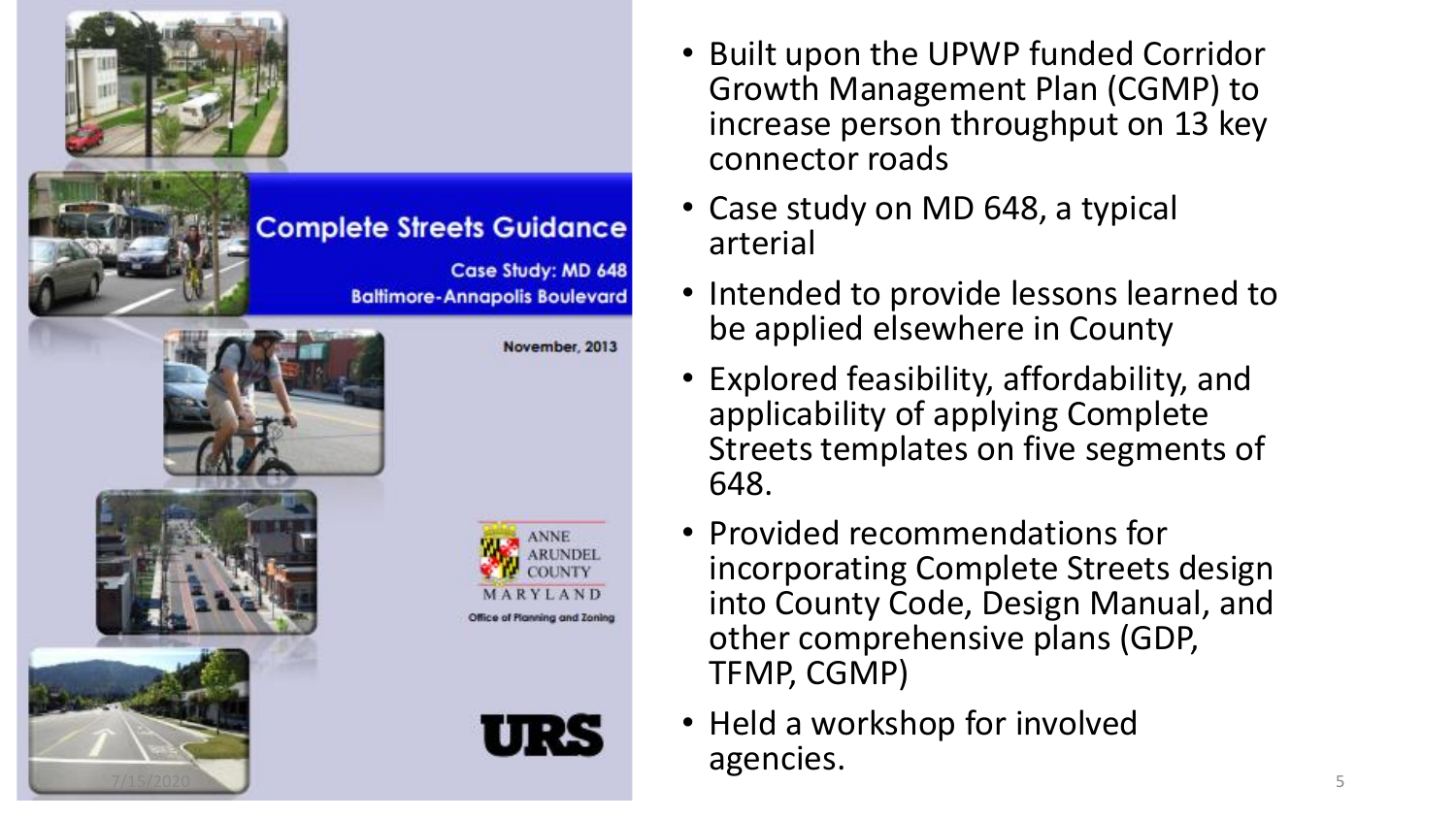Complete Streets Guidance

Case Study: MD 648 Baltimore-Annapolis Boulevard

November, 2013

ANNE ARUNDEL COUNTY MARYLAND

Office of Planning and Zoning

URS

- Built upon the UPWP funded Corridor Growth Management Plan (CGMP) to increase person throughput on 13 key connector roads
- Case study on MD 648, a typical arterial
- Intended to provide lessons learned to be applied elsewhere in County
- Explored feasibility, affordability, and applicability of applying Complete Streets templates on five segments of 648.
- Provided recommendations for incorporating Complete Streets design into County Code, Design Manual, and other comprehensive plans (GDP, TFMP, CGMP)
- Held a workshop for involved agencies.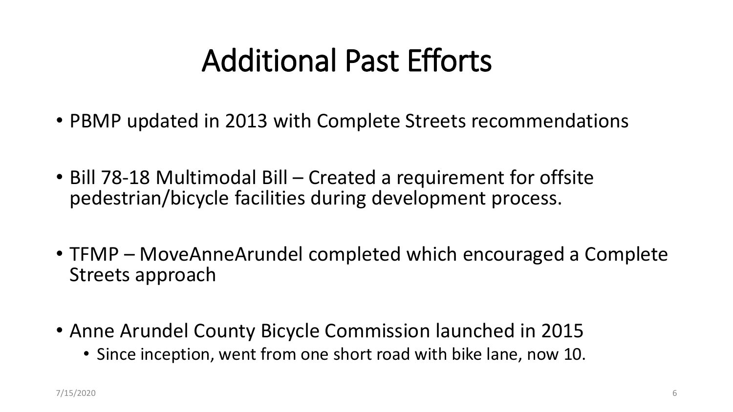# Additional Past Efforts

- PBMP updated in 2013 with Complete Streets recommendations
- Bill 78-18 Multimodal Bill – Created a requirement for offsite pedestrian/bicycle facilities during development process.
- TFMP – MoveAnneArundel completed which encouraged a Complete Streets approach
- Anne Arundel County Bicycle Commission launched in 2015
  - Since inception, went from one short road with bike lane, now 10.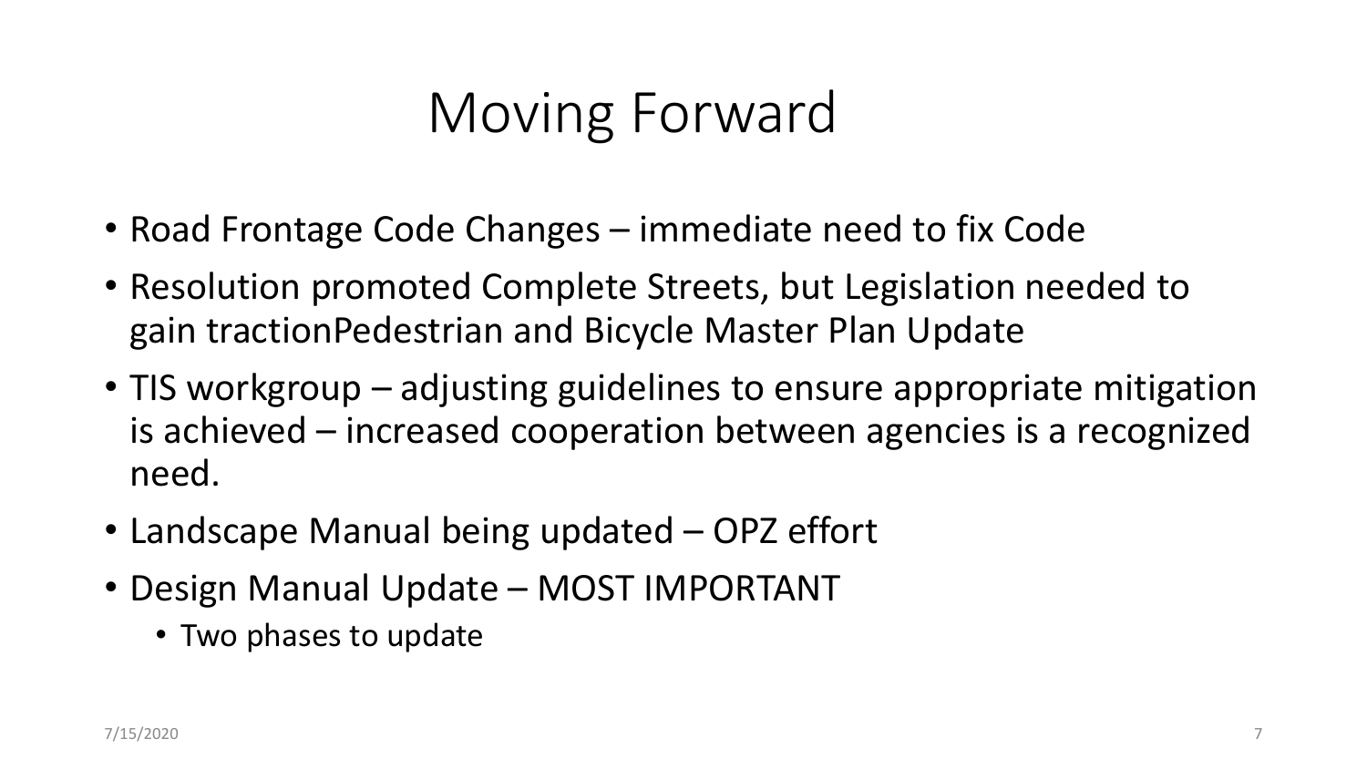# Moving Forward

- Road Frontage Code Changes – immediate need to fix Code
- Resolution promoted Complete Streets, but Legislation needed to gain tractionPedestrian and Bicycle Master Plan Update
- TIS workgroup – adjusting guidelines to ensure appropriate mitigation is achieved – increased cooperation between agencies is a recognized need.
- Landscape Manual being updated – OPZ effort
- Design Manual Update – MOST IMPORTANT
  - Two phases to update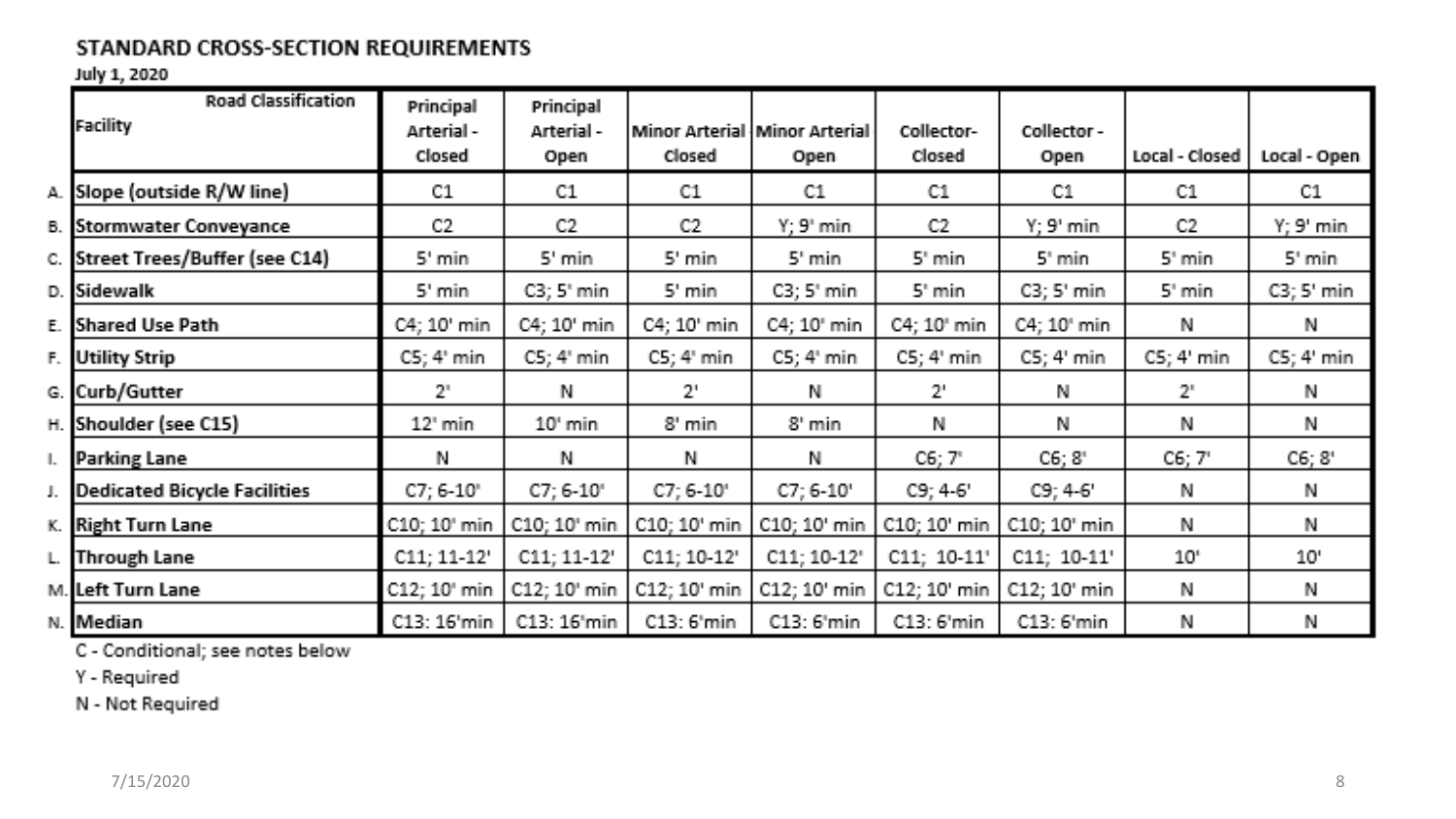## STANDARD CROSS-SECTION REQUIREMENTS

July 1, 2020

| | Road Classification / Facility | Principal Arterial - Closed | Principal Arterial - Open | Minor Arterial Closed | Minor Arterial Open | Collector-Closed | Collector - Open | Local - Closed | Local - Open |
|---|---|---|---|---|---|---|---|---|---|
| A. | **Slope (outside R/W line)** | C1 | C1 | C1 | C1 | C1 | C1 | C1 | C1 |
| B. | **Stormwater Conveyance** | C2 | C2 | C2 | Y; 9' min | C2 | Y; 9' min | C2 | Y; 9' min |
| C. | **Street Trees/Buffer (see C14)** | 5' min | 5' min | 5' min | 5' min | 5' min | 5' min | 5' min | 5' min |
| D. | **Sidewalk** | 5' min | C3; 5' min | 5' min | C3; 5' min | 5' min | C3; 5' min | 5' min | C3; 5' min |
| E. | **Shared Use Path** | C4; 10' min | C4; 10' min | C4; 10' min | C4; 10' min | C4; 10' min | C4; 10' min | N | N |
| F. | **Utility Strip** | C5; 4' min | C5; 4' min | C5; 4' min | C5; 4' min | C5; 4' min | C5; 4' min | C5; 4' min | C5; 4' min |
| G. | **Curb/Gutter** | 2' | N | 2' | N | 2' | N | 2' | N |
| H. | **Shoulder (see C15)** | 12' min | 10' min | 8' min | 8' min | N | N | N | N |
| I. | **Parking Lane** | N | N | N | N | C6; 7' | C6; 8' | C6; 7' | C6; 8' |
| J. | **Dedicated Bicycle Facilities** | C7; 6-10' | C7; 6-10' | C7; 6-10' | C7; 6-10' | C9; 4-6' | C9; 4-6' | N | N |
| K. | **Right Turn Lane** | C10; 10' min | C10; 10' min | C10; 10' min | C10; 10' min | C10; 10' min | C10; 10' min | N | N |
| L. | **Through Lane** | C11; 11-12' | C11; 11-12' | C11; 10-12' | C11; 10-12' | C11; 10-11' | C11; 10-11' | 10' | 10' |
| M. | **Left Turn Lane** | C12; 10' min | C12; 10' min | C12; 10' min | C12; 10' min | C12; 10' min | C12; 10' min | N | N |
| N. | **Median** | C13: 16'min | C13: 16'min | C13: 6'min | C13: 6'min | C13: 6'min | C13: 6'min | N | N |

C - Conditional; see notes below

Y - Required

N - Not Required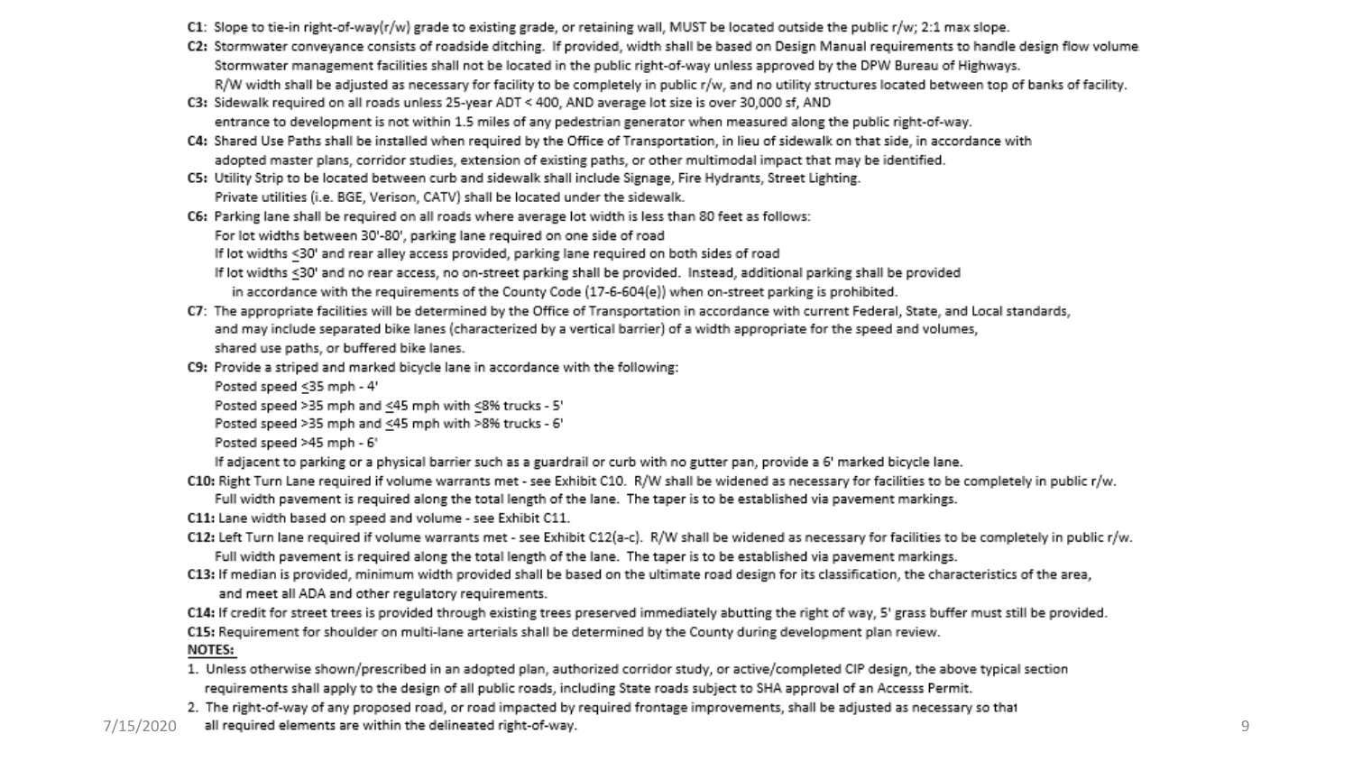**C1:** Slope to tie-in right-of-way(r/w) grade to existing grade, or retaining wall, MUST be located outside the public r/w; 2:1 max slope.

**C2:** Stormwater conveyance consists of roadside ditching. If provided, width shall be based on Design Manual requirements to handle design flow volume. Stormwater management facilities shall not be located in the public right-of-way unless approved by the DPW Bureau of Highways. R/W width shall be adjusted as necessary for facility to be completely in public r/w, and no utility structures located between top of banks of facility.

**C3:** Sidewalk required on all roads unless 25-year ADT < 400, AND average lot size is over 30,000 sf, AND entrance to development is not within 1.5 miles of any pedestrian generator when measured along the public right-of-way.

**C4:** Shared Use Paths shall be installed when required by the Office of Transportation, in lieu of sidewalk on that side, in accordance with adopted master plans, corridor studies, extension of existing paths, or other multimodal impact that may be identified.

**C5:** Utility Strip to be located between curb and sidewalk shall include Signage, Fire Hydrants, Street Lighting. Private utilities (i.e. BGE, Verison, CATV) shall be located under the sidewalk.

**C6:** Parking lane shall be required on all roads where average lot width is less than 80 feet as follows:
For lot widths between 30'-80', parking lane required on one side of road
If lot widths ≤30' and rear alley access provided, parking lane required on both sides of road
If lot widths ≤30' and no rear access, no on-street parking shall be provided. Instead, additional parking shall be provided in accordance with the requirements of the County Code (17-6-604(e)) when on-street parking is prohibited.

**C7:** The appropriate facilities will be determined by the Office of Transportation in accordance with current Federal, State, and Local standards, and may include separated bike lanes (characterized by a vertical barrier) of a width appropriate for the speed and volumes, shared use paths, or buffered bike lanes.

**C9:** Provide a striped and marked bicycle lane in accordance with the following:
Posted speed ≤35 mph - 4'
Posted speed >35 mph and ≤45 mph with ≤8% trucks - 5'
Posted speed >35 mph and ≤45 mph with >8% trucks - 6'
Posted speed >45 mph - 6'
If adjacent to parking or a physical barrier such as a guardrail or curb with no gutter pan, provide a 6' marked bicycle lane.

**C10:** Right Turn Lane required if volume warrants met - see Exhibit C10. R/W shall be widened as necessary for facilities to be completely in public r/w. Full width pavement is required along the total length of the lane. The taper is to be established via pavement markings.

**C11:** Lane width based on speed and volume - see Exhibit C11.

**C12:** Left Turn lane required if volume warrants met - see Exhibit C12(a-c). R/W shall be widened as necessary for facilities to be completely in public r/w. Full width pavement is required along the total length of the lane. The taper is to be established via pavement markings.

**C13:** If median is provided, minimum width provided shall be based on the ultimate road design for its classification, the characteristics of the area, and meet all ADA and other regulatory requirements.

**C14:** If credit for street trees is provided through existing trees preserved immediately abutting the right of way, 5' grass buffer must still be provided.

**C15:** Requirement for shoulder on multi-lane arterials shall be determined by the County during development plan review.

**NOTES:**

1. Unless otherwise shown/prescribed in an adopted plan, authorized corridor study, or active/completed CIP design, the above typical section requirements shall apply to the design of all public roads, including State roads subject to SHA approval of an Accesss Permit.
2. The right-of-way of any proposed road, or road impacted by required frontage improvements, shall be adjusted as necessary so that all required elements are within the delineated right-of-way.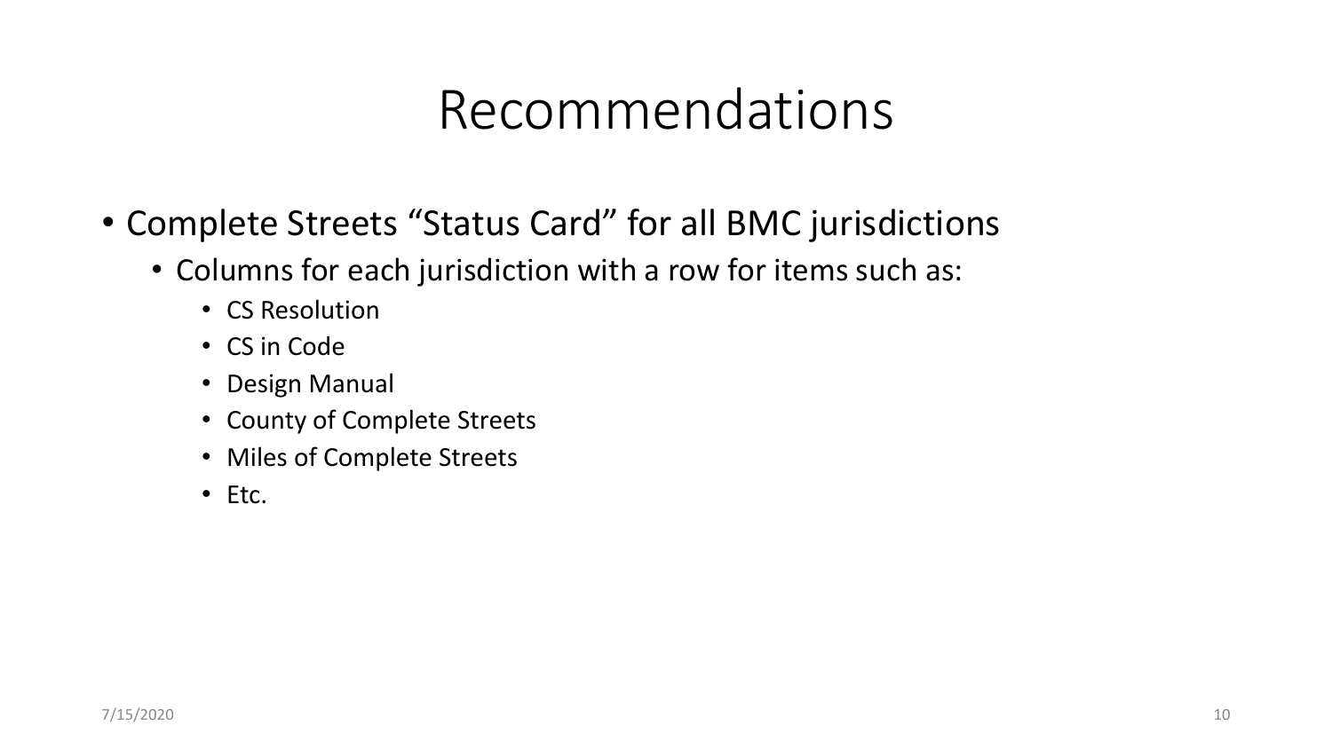# Recommendations

- Complete Streets "Status Card" for all BMC jurisdictions
  - Columns for each jurisdiction with a row for items such as:
    - CS Resolution
    - CS in Code
    - Design Manual
    - County of Complete Streets
    - Miles of Complete Streets
    - Etc.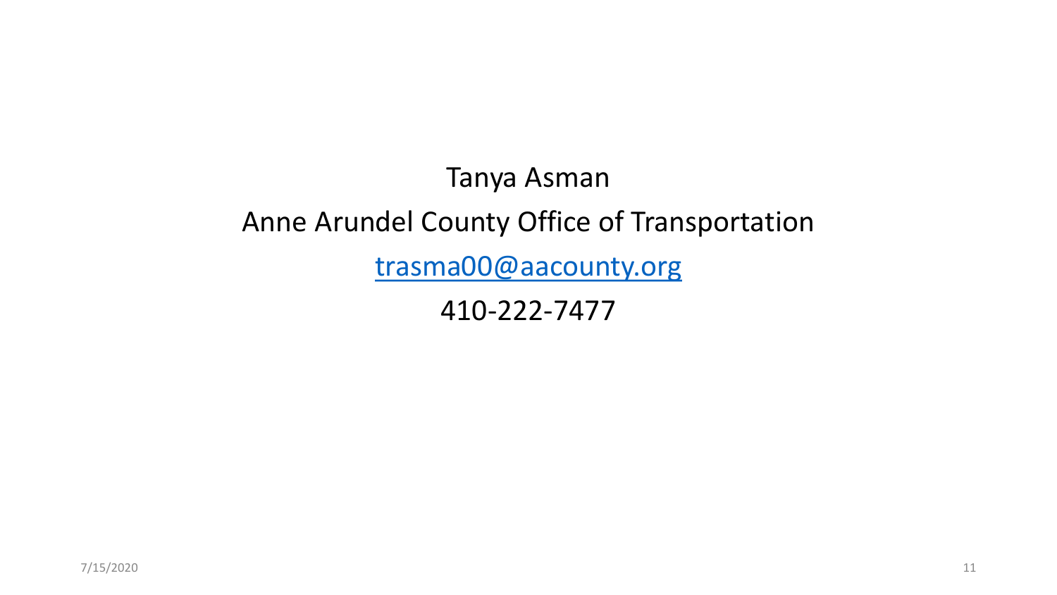Tanya Asman

Anne Arundel County Office of Transportation

trasma00@aacounty.org

410-222-7477